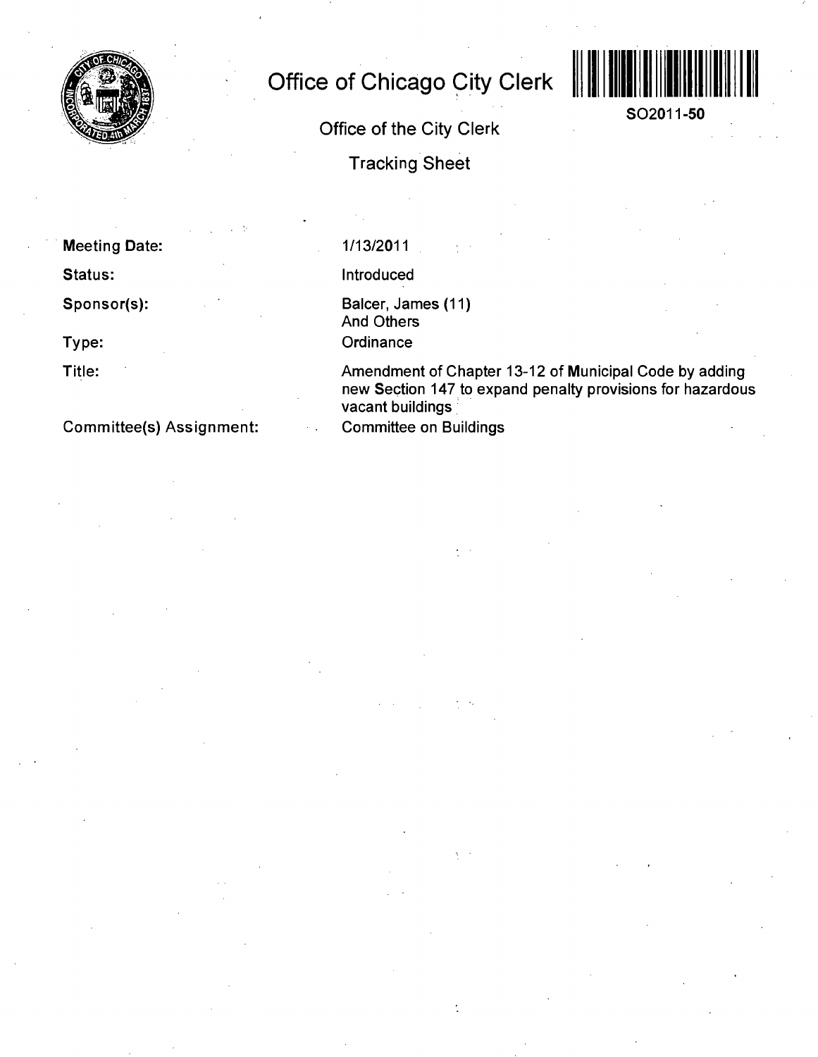# Office of Chicago City Clerk

SO2011-50

## Office of the City Clerk

## Tracking Sheet

| | |
|---|---|
| **Meeting Date:** | 1/13/2011 |
| **Status:** | Introduced |
| **Sponsor(s):** | Balcer, James (11) And Others |
| **Type:** | Ordinance |
| **Title:** | Amendment of Chapter 13-12 of Municipal Code by adding new Section 147 to expand penalty provisions for hazardous vacant buildings |
| **Committee(s) Assignment:** | Committee on Buildings |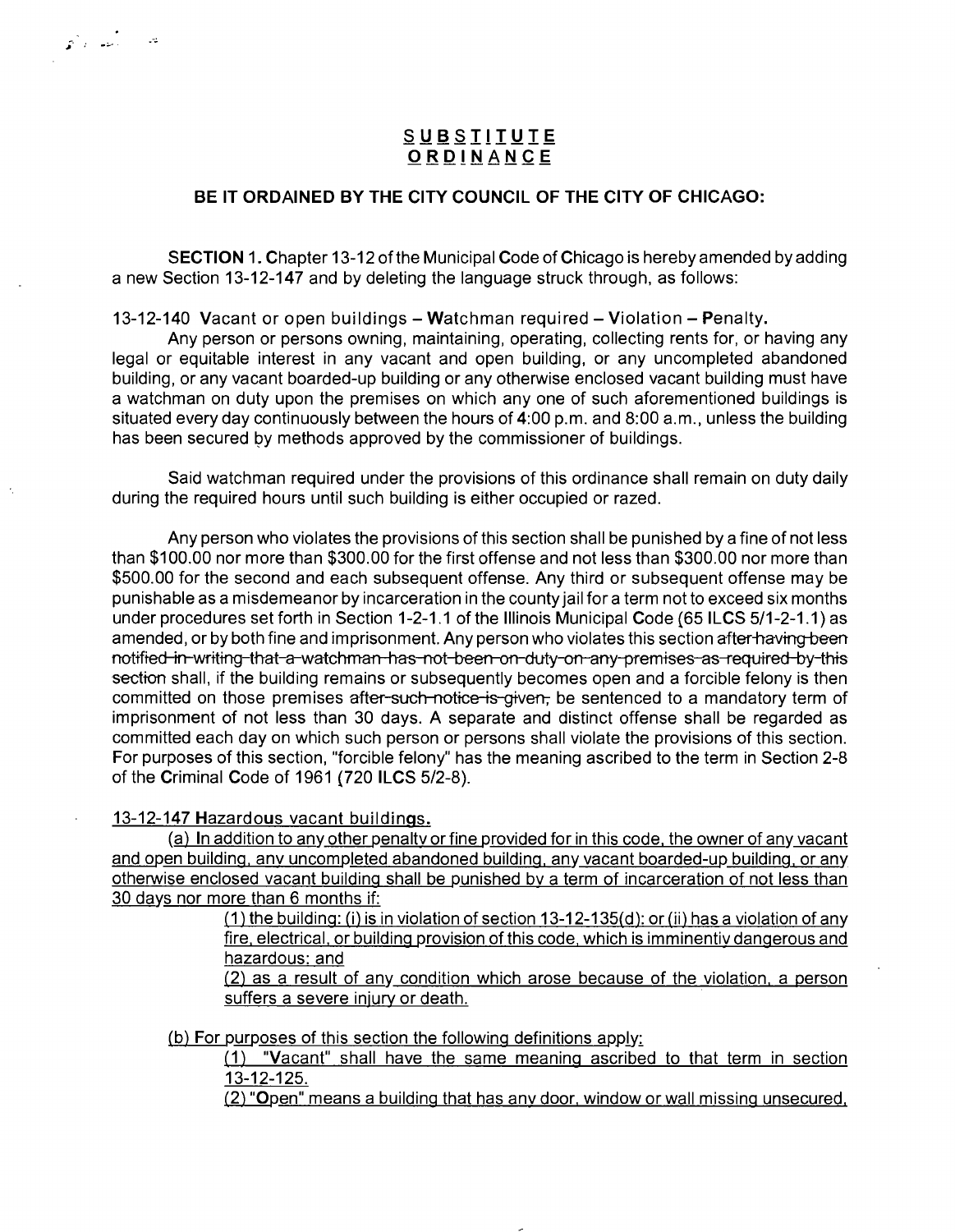## SUBSTITUTE ORDINANCE

**BE IT ORDAINED BY THE CITY COUNCIL OF THE CITY OF CHICAGO:**

**SECTION 1.** Chapter 13-12 of the Municipal Code of Chicago is hereby amended by adding a new Section 13-12-147 and by deleting the language struck through, as follows:

13-12-140 Vacant or open buildings – Watchman required – Violation – Penalty.

Any person or persons owning, maintaining, operating, collecting rents for, or having any legal or equitable interest in any vacant and open building, or any uncompleted abandoned building, or any vacant boarded-up building or any otherwise enclosed vacant building must have a watchman on duty upon the premises on which any one of such aforementioned buildings is situated every day continuously between the hours of 4:00 p.m. and 8:00 a.m., unless the building has been secured by methods approved by the commissioner of buildings.

Said watchman required under the provisions of this ordinance shall remain on duty daily during the required hours until such building is either occupied or razed.

Any person who violates the provisions of this section shall be punished by a fine of not less than $100.00 nor more than $300.00 for the first offense and not less than $300.00 nor more than $500.00 for the second and each subsequent offense. Any third or subsequent offense may be punishable as a misdemeanor by incarceration in the county jail for a term not to exceed six months under procedures set forth in Section 1-2-1.1 of the Illinois Municipal Code (65 ILCS 5/1-2-1.1) as amended, or by both fine and imprisonment. Any person who violates this section ~~after having been notified in writing that a watchman has not been on duty on any premises as required by this section~~ shall, if the building remains or subsequently becomes open and a forcible felony is then committed on those premises ~~after such notice is given,~~ be sentenced to a mandatory term of imprisonment of not less than 30 days. A separate and distinct offense shall be regarded as committed each day on which such person or persons shall violate the provisions of this section. For purposes of this section, "forcible felony" has the meaning ascribed to the term in Section 2-8 of the Criminal Code of 1961 (720 ILCS 5/2-8).

<u>13-12-147 Hazardous vacant buildings.</u>

<u>(a) In addition to any other penalty or fine provided for in this code, the owner of any vacant and open building, any uncompleted abandoned building, any vacant boarded-up building, or any otherwise enclosed vacant building shall be punished by a term of incarceration of not less than 30 days nor more than 6 months if:</u>

<u>(1) the building: (i) is in violation of section 13-12-135(d); or (ii) has a violation of any fire, electrical, or building provision of this code, which is imminently dangerous and hazardous; and</u>

<u>(2) as a result of any condition which arose because of the violation, a person suffers a severe injury or death.</u>

<u>(b) For purposes of this section the following definitions apply:</u>

<u>(1) "Vacant" shall have the same meaning ascribed to that term in section 13-12-125.</u>

<u>(2) "Open" means a building that has any door, window or wall missing unsecured,</u>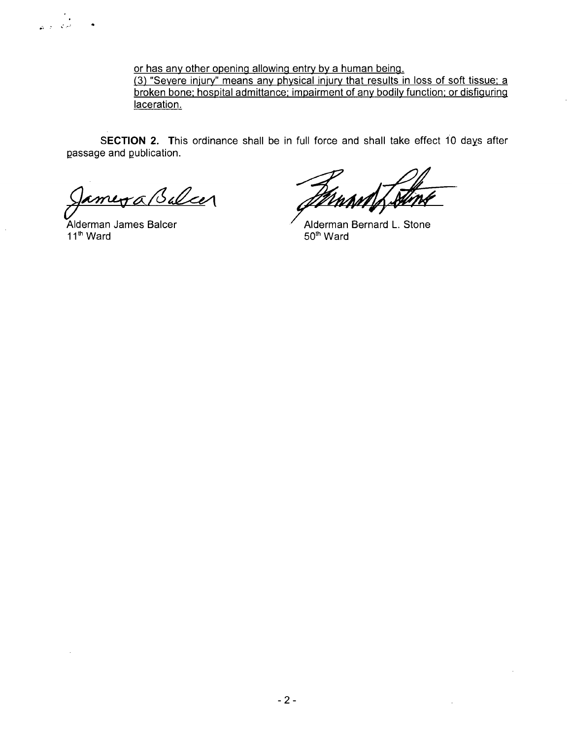or has any other opening allowing entry by a human being.
(3) "Severe injury" means any physical injury that results in loss of soft tissue; a broken bone; hospital admittance; impairment of any bodily function; or disfiguring laceration.

**SECTION 2.** This ordinance shall be in full force and shall take effect 10 days after passage and publication.

Alderman James Balcer
11th Ward

Alderman Bernard L. Stone
50th Ward